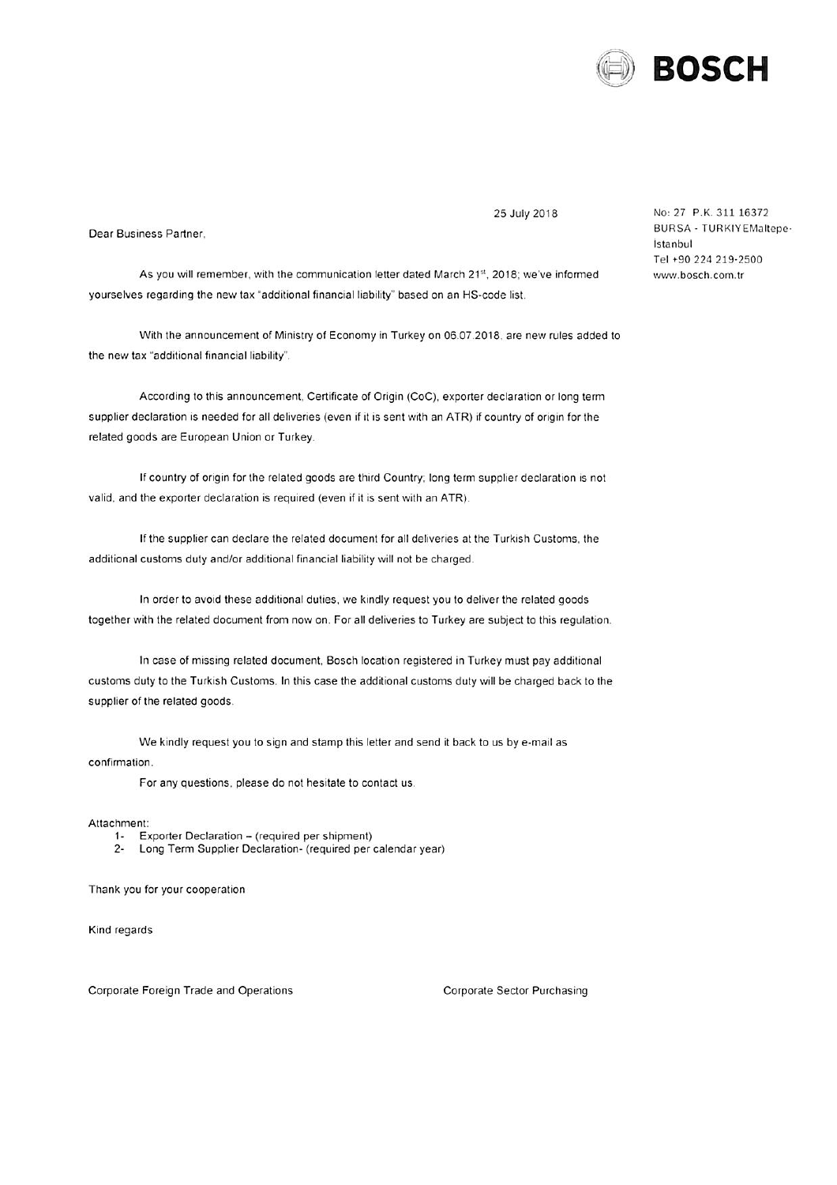**BOSCH**

25 July 2018

No: 27 P.K. 311 16372
BURSA - TURKIYEMaltepe-
Istanbul
Tel +90 224 219-2500
www.bosch.com.tr

Dear Business Partner,

As you will remember, with the communication letter dated March 21st, 2018; we've informed yourselves regarding the new tax "additional financial liability" based on an HS-code list.

With the announcement of Ministry of Economy in Turkey on 06.07.2018, are new rules added to the new tax "additional financial liability".

According to this announcement, Certificate of Origin (CoC), exporter declaration or long term supplier declaration is needed for all deliveries (even if it is sent with an ATR) if country of origin for the related goods are European Union or Turkey.

If country of origin for the related goods are third Country; long term supplier declaration is not valid, and the exporter declaration is required (even if it is sent with an ATR).

If the supplier can declare the related document for all deliveries at the Turkish Customs, the additional customs duty and/or additional financial liability will not be charged.

In order to avoid these additional duties, we kindly request you to deliver the related goods together with the related document from now on. For all deliveries to Turkey are subject to this regulation.

In case of missing related document, Bosch location registered in Turkey must pay additional customs duty to the Turkish Customs. In this case the additional customs duty will be charged back to the supplier of the related goods.

We kindly request you to sign and stamp this letter and send it back to us by e-mail as confirmation.

For any questions, please do not hesitate to contact us.

Attachment:

1- Exporter Declaration – (required per shipment)
2- Long Term Supplier Declaration- (required per calendar year)

Thank you for your cooperation

Kind regards

Corporate Foreign Trade and Operations

Corporate Sector Purchasing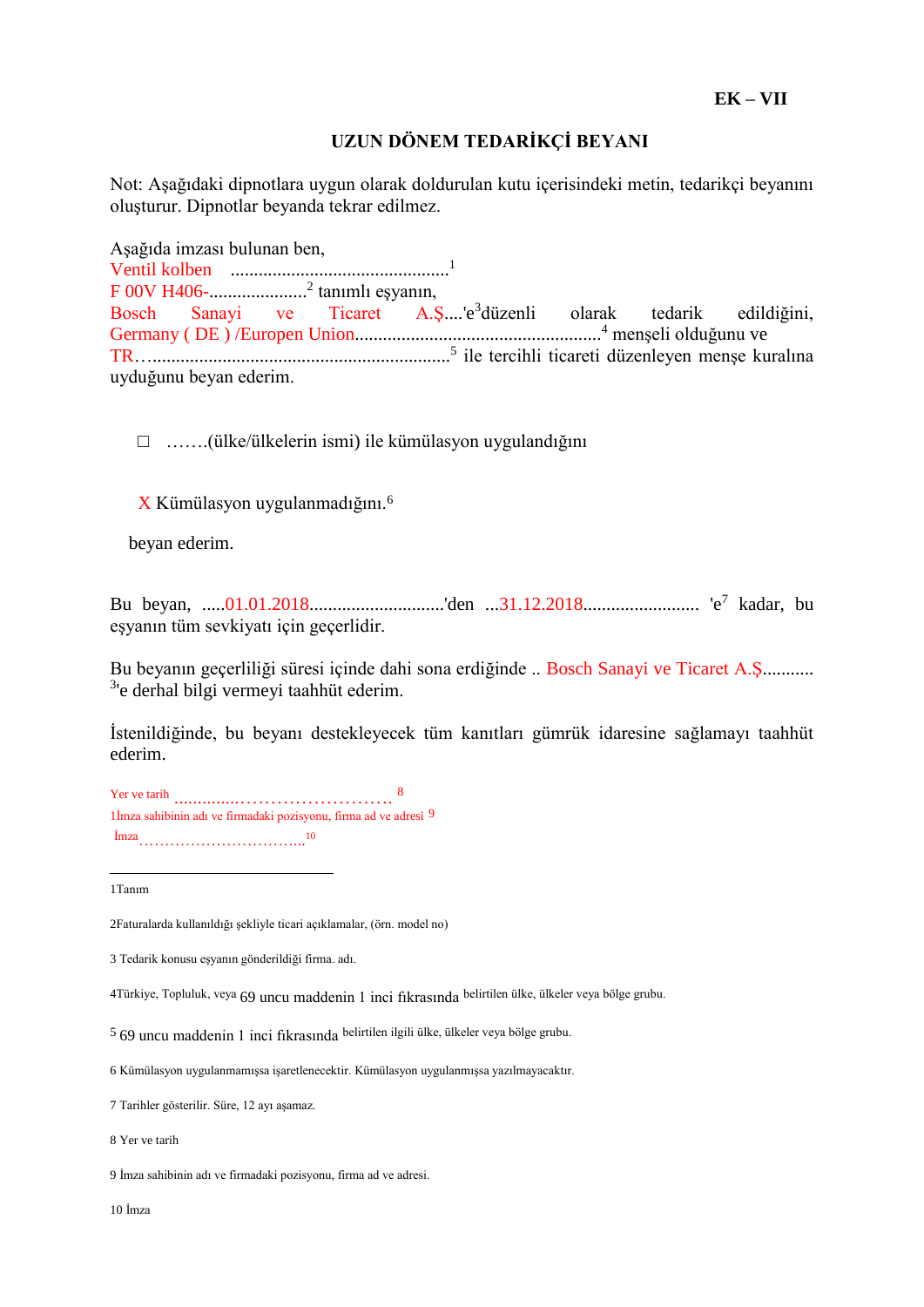**EK – VII**

## UZUN DÖNEM TEDARİKÇİ BEYANI

Not: Aşağıdaki dipnotlara uygun olarak doldurulan kutu içerisindeki metin, tedarikçi beyanını oluşturur. Dipnotlar beyanda tekrar edilmez.

Aşağıda imzası bulunan ben,
Ventil kolben ...............................................[1]
F 00V H406-.....................[2] tanımlı eşyanın,
Bosch Sanayi ve Ticaret A.Ş....'e[3]düzenli olarak tedarik edildiğini,
Germany ( DE ) /Europen Union....................................................[4] menşeli olduğunu ve
TR….................................................................[5] ile tercihli ticareti düzenleyen menşe kuralına uyduğunu beyan ederim.

□ …….(ülke/ülkelerin ismi) ile kümülasyon uygulandığını

X Kümülasyon uygulanmadığını.[6]

beyan ederim.

Bu beyan, .....01.01.2018.............................'den ...31.12.2018......................... 'e[7] kadar, bu eşyanın tüm sevkiyatı için geçerlidir.

Bu beyanın geçerliliği süresi içinde dahi sona erdiğinde .. Bosch Sanayi ve Ticaret A.Ş...........[3]'e derhal bilgi vermeyi taahhüt ederim.

İstenildiğinde, bu beyanı destekleyecek tüm kanıtları gümrük idaresine sağlamayı taahhüt ederim.

Yer ve tarih .............……………………. [8]
1İmza sahibinin adı ve firmadaki pozisyonu, firma ad ve adresi [9]
İmza…………………………...[10]

---

1Tanım

2Faturalarda kullanıldığı şekliyle ticari açıklamalar, (örn. model no)

3 Tedarik konusu eşyanın gönderildiği firma. adı.

4Türkiye, Topluluk, veya 69 uncu maddenin 1 inci fıkrasında belirtilen ülke, ülkeler veya bölge grubu.

5 69 uncu maddenin 1 inci fıkrasında belirtilen ilgili ülke, ülkeler veya bölge grubu.

6 Kümülasyon uygulanmamışsa işaretlenecektir. Kümülasyon uygulanmışsa yazılmayacaktır.

7 Tarihler gösterilir. Süre, 12 ayı aşamaz.

8 Yer ve tarih

9 İmza sahibinin adı ve firmadaki pozisyonu, firma ad ve adresi.

10 İmza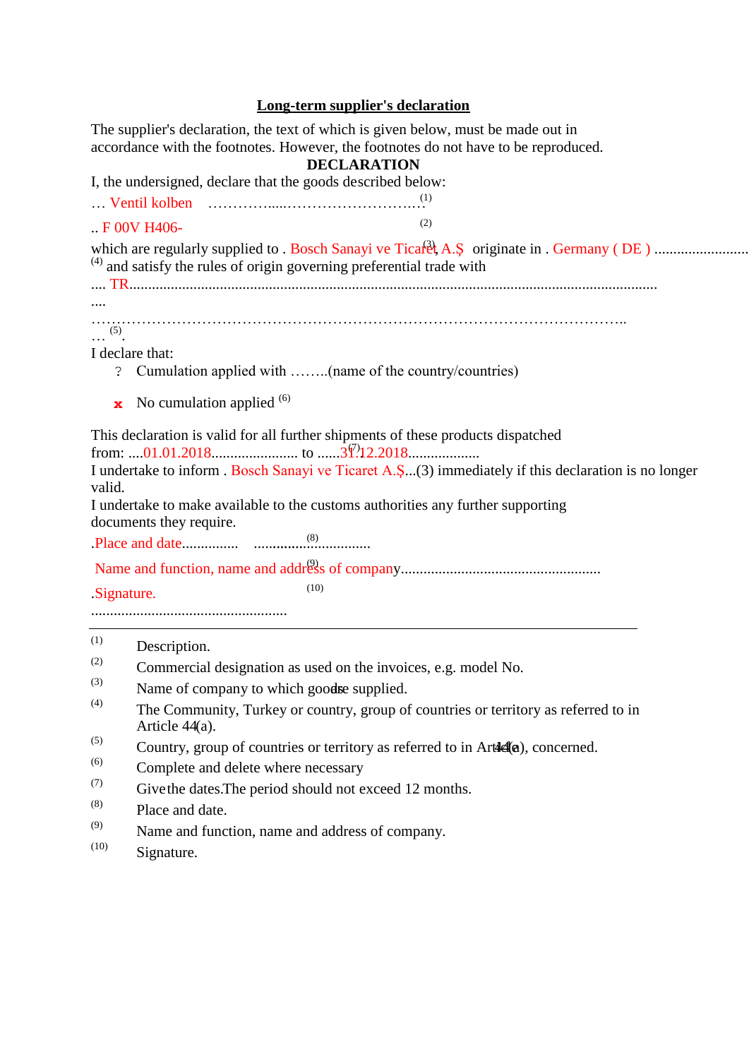## Long-term supplier's declaration

The supplier's declaration, the text of which is given below, must be made out in accordance with the footnotes. However, the footnotes do not have to be reproduced.

**DECLARATION**

I, the undersigned, declare that the goods described below:

… Ventil kolben ……………....……………………….…[1]

.. F 00V H406- [2]

which are regularly supplied to . Bosch Sanayi ve Ticaret A.Ş [3] originate in . Germany ( DE ) .........................[4] and satisfy the rules of origin governing preferential trade with

.... TR...........................................................................................................................................

....

………………………………………………………………………………………………..

… [5].

I declare that:

- ? Cumulation applied with ……..(name of the country/countries)
- x No cumulation applied [6]

This declaration is valid for all further shipments of these products dispatched from: ....01.01.2018....................... to ......31.12.2018.................. [7]

I undertake to inform . Bosch Sanayi ve Ticaret A.Ş...(3) immediately if this declaration is no longer valid.

I undertake to make available to the customs authorities any further supporting documents they require.

.Place and date............... .............................. [8]

Name and function, name and address of company..................................................... [9]

.Signature. [10]

....................................................

---

(1) Description.

(2) Commercial designation as used on the invoices, e.g. model No.

(3) Name of company to which goods are supplied.

(4) The Community, Turkey or country, group of countries or territory as referred to in Article 44(a).

(5) Country, group of countries or territory as referred to in Article 44(a), concerned.

(6) Complete and delete where necessary

(7) Give the dates.The period should not exceed 12 months.

(8) Place and date.

(9) Name and function, name and address of company.

(10) Signature.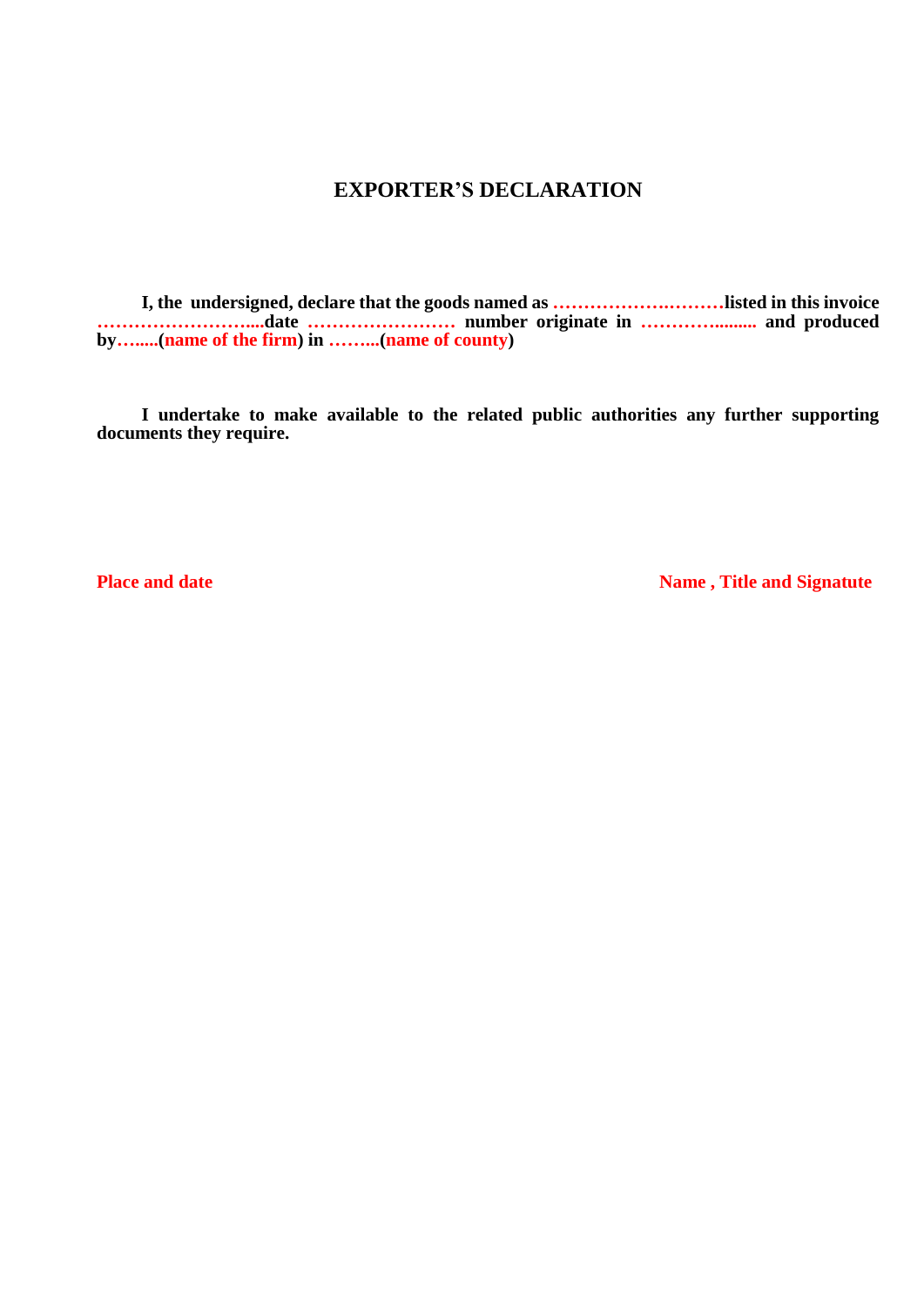# EXPORTER'S DECLARATION

**I, the undersigned, declare that the goods named as ……………….………listed in this invoice ……………………....date …………………… number originate in …………......... and produced by…......(name of the firm) in ……...(name of county)**

**I undertake to make available to the related public authorities any further supporting documents they require.**

**Place and date** **Name , Title and Signatute**